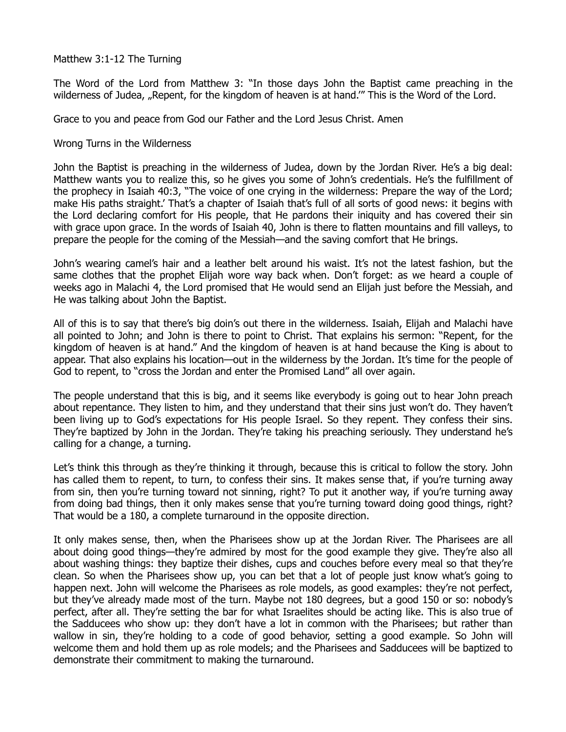# Matthew 3:1-12 The Turning

The Word of the Lord from Matthew 3: "In those days John the Baptist came preaching in the wilderness of Judea, „Repent, for the kingdom of heaven is at hand.'" This is the Word of the Lord.

Grace to you and peace from God our Father and the Lord Jesus Christ. Amen

## Wrong Turns in the Wilderness

John the Baptist is preaching in the wilderness of Judea, down by the Jordan River. He's a big deal: Matthew wants you to realize this, so he gives you some of John's credentials. He's the fulfillment of the prophecy in Isaiah 40:3, "The voice of one crying in the wilderness: Prepare the way of the Lord; make His paths straight.' That's a chapter of Isaiah that's full of all sorts of good news: it begins with the Lord declaring comfort for His people, that He pardons their iniquity and has covered their sin with grace upon grace. In the words of Isaiah 40, John is there to flatten mountains and fill valleys, to prepare the people for the coming of the Messiah—and the saving comfort that He brings.

John's wearing camel's hair and a leather belt around his waist. It's not the latest fashion, but the same clothes that the prophet Elijah wore way back when. Don't forget: as we heard a couple of weeks ago in Malachi 4, the Lord promised that He would send an Elijah just before the Messiah, and He was talking about John the Baptist.

All of this is to say that there's big doin's out there in the wilderness. Isaiah, Elijah and Malachi have all pointed to John; and John is there to point to Christ. That explains his sermon: "Repent, for the kingdom of heaven is at hand." And the kingdom of heaven is at hand because the King is about to appear. That also explains his location—out in the wilderness by the Jordan. It's time for the people of God to repent, to "cross the Jordan and enter the Promised Land" all over again.

The people understand that this is big, and it seems like everybody is going out to hear John preach about repentance. They listen to him, and they understand that their sins just won't do. They haven't been living up to God's expectations for His people Israel. So they repent. They confess their sins. They're baptized by John in the Jordan. They're taking his preaching seriously. They understand he's calling for a change, a turning.

Let's think this through as they're thinking it through, because this is critical to follow the story. John has called them to repent, to turn, to confess their sins. It makes sense that, if you're turning away from sin, then you're turning toward not sinning, right? To put it another way, if you're turning away from doing bad things, then it only makes sense that you're turning toward doing good things, right? That would be a 180, a complete turnaround in the opposite direction.

It only makes sense, then, when the Pharisees show up at the Jordan River. The Pharisees are all about doing good things—they're admired by most for the good example they give. They're also all about washing things: they baptize their dishes, cups and couches before every meal so that they're clean. So when the Pharisees show up, you can bet that a lot of people just know what's going to happen next. John will welcome the Pharisees as role models, as good examples: they're not perfect, but they've already made most of the turn. Maybe not 180 degrees, but a good 150 or so: nobody's perfect, after all. They're setting the bar for what Israelites should be acting like. This is also true of the Sadducees who show up: they don't have a lot in common with the Pharisees; but rather than wallow in sin, they're holding to a code of good behavior, setting a good example. So John will welcome them and hold them up as role models; and the Pharisees and Sadducees will be baptized to demonstrate their commitment to making the turnaround.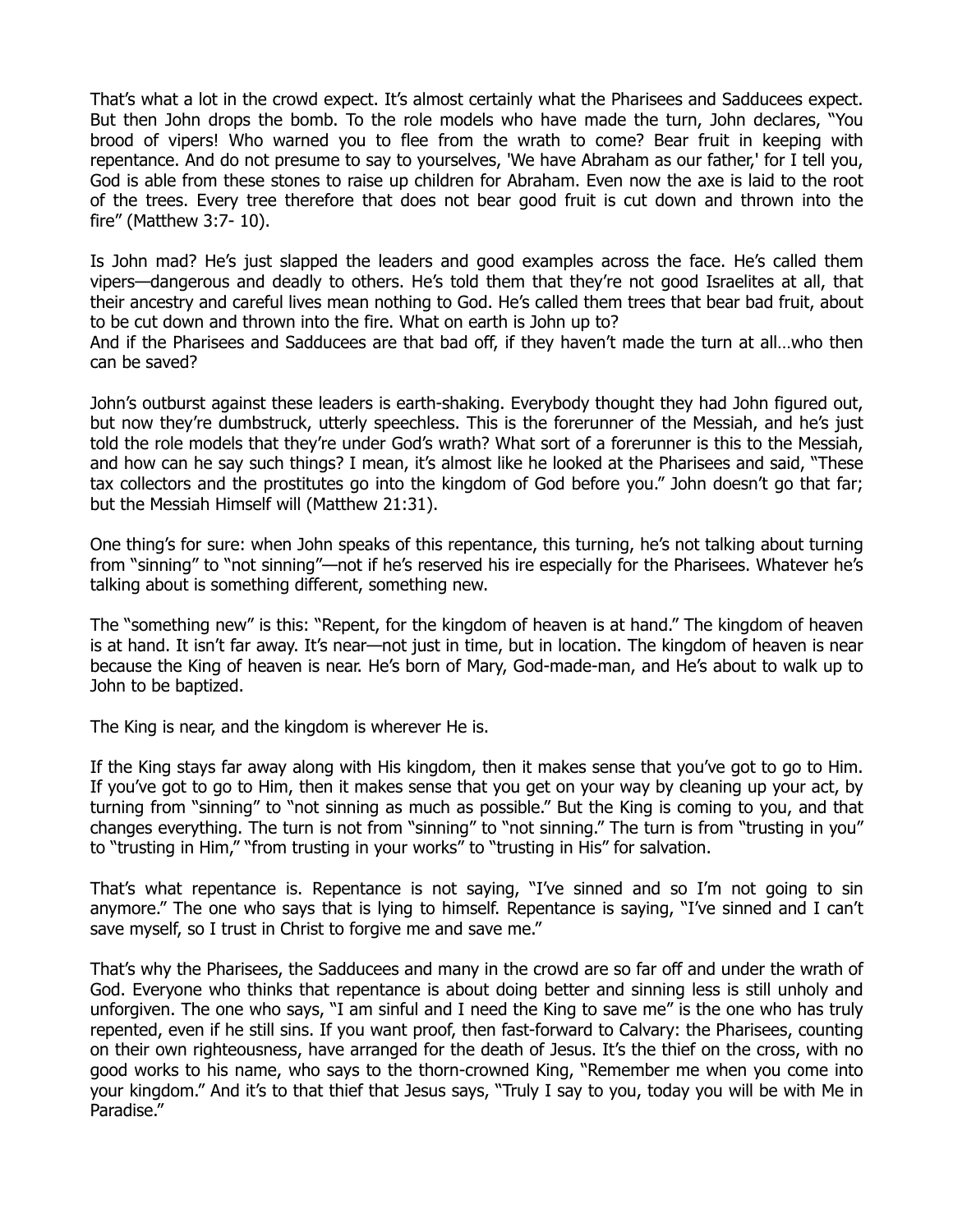That's what a lot in the crowd expect. It's almost certainly what the Pharisees and Sadducees expect. But then John drops the bomb. To the role models who have made the turn, John declares, "You brood of vipers! Who warned you to flee from the wrath to come? Bear fruit in keeping with repentance. And do not presume to say to yourselves, 'We have Abraham as our father,' for I tell you, God is able from these stones to raise up children for Abraham. Even now the axe is laid to the root of the trees. Every tree therefore that does not bear good fruit is cut down and thrown into the fire" (Matthew 3:7- 10).

Is John mad? He's just slapped the leaders and good examples across the face. He's called them vipers—dangerous and deadly to others. He's told them that they're not good Israelites at all, that their ancestry and careful lives mean nothing to God. He's called them trees that bear bad fruit, about to be cut down and thrown into the fire. What on earth is John up to?
And if the Pharisees and Sadducees are that bad off, if they haven't made the turn at all…who then can be saved?

John's outburst against these leaders is earth-shaking. Everybody thought they had John figured out, but now they're dumbstruck, utterly speechless. This is the forerunner of the Messiah, and he's just told the role models that they're under God's wrath? What sort of a forerunner is this to the Messiah, and how can he say such things? I mean, it's almost like he looked at the Pharisees and said, "These tax collectors and the prostitutes go into the kingdom of God before you." John doesn't go that far; but the Messiah Himself will (Matthew 21:31).

One thing's for sure: when John speaks of this repentance, this turning, he's not talking about turning from "sinning" to "not sinning"—not if he's reserved his ire especially for the Pharisees. Whatever he's talking about is something different, something new.

The "something new" is this: "Repent, for the kingdom of heaven is at hand." The kingdom of heaven is at hand. It isn't far away. It's near—not just in time, but in location. The kingdom of heaven is near because the King of heaven is near. He's born of Mary, God-made-man, and He's about to walk up to John to be baptized.

The King is near, and the kingdom is wherever He is.

If the King stays far away along with His kingdom, then it makes sense that you've got to go to Him. If you've got to go to Him, then it makes sense that you get on your way by cleaning up your act, by turning from "sinning" to "not sinning as much as possible." But the King is coming to you, and that changes everything. The turn is not from "sinning" to "not sinning." The turn is from "trusting in you" to "trusting in Him," "from trusting in your works" to "trusting in His" for salvation.

That's what repentance is. Repentance is not saying, "I've sinned and so I'm not going to sin anymore." The one who says that is lying to himself. Repentance is saying, "I've sinned and I can't save myself, so I trust in Christ to forgive me and save me."

That's why the Pharisees, the Sadducees and many in the crowd are so far off and under the wrath of God. Everyone who thinks that repentance is about doing better and sinning less is still unholy and unforgiven. The one who says, "I am sinful and I need the King to save me" is the one who has truly repented, even if he still sins. If you want proof, then fast-forward to Calvary: the Pharisees, counting on their own righteousness, have arranged for the death of Jesus. It's the thief on the cross, with no good works to his name, who says to the thorn-crowned King, "Remember me when you come into your kingdom." And it's to that thief that Jesus says, "Truly I say to you, today you will be with Me in Paradise."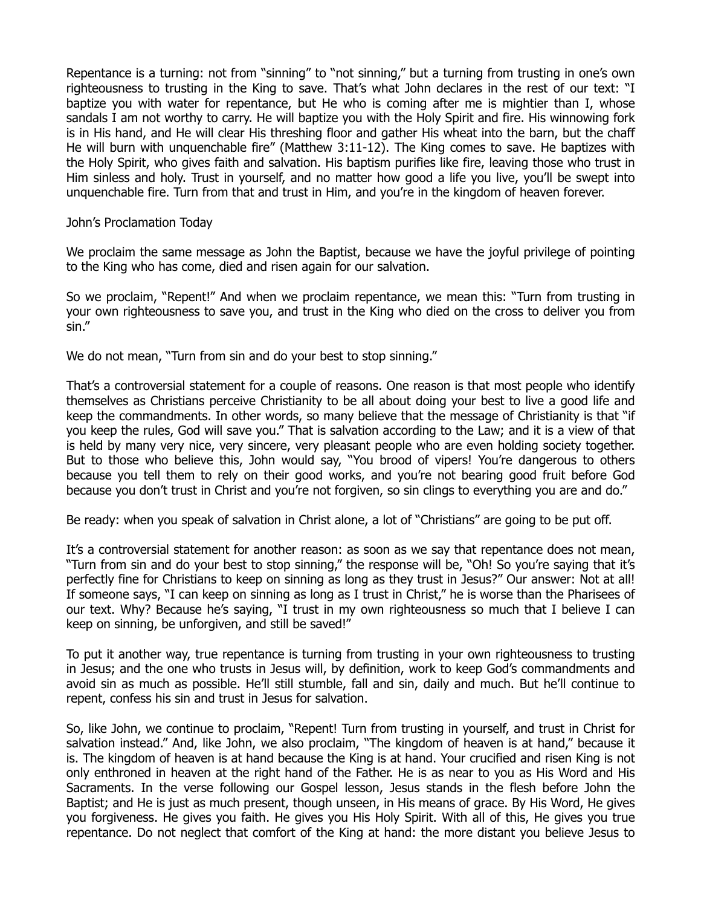Repentance is a turning: not from "sinning" to "not sinning," but a turning from trusting in one's own righteousness to trusting in the King to save. That's what John declares in the rest of our text: "I baptize you with water for repentance, but He who is coming after me is mightier than I, whose sandals I am not worthy to carry. He will baptize you with the Holy Spirit and fire. His winnowing fork is in His hand, and He will clear His threshing floor and gather His wheat into the barn, but the chaff He will burn with unquenchable fire" (Matthew 3:11-12). The King comes to save. He baptizes with the Holy Spirit, who gives faith and salvation. His baptism purifies like fire, leaving those who trust in Him sinless and holy. Trust in yourself, and no matter how good a life you live, you'll be swept into unquenchable fire. Turn from that and trust in Him, and you're in the kingdom of heaven forever.

## John's Proclamation Today

We proclaim the same message as John the Baptist, because we have the joyful privilege of pointing to the King who has come, died and risen again for our salvation.

So we proclaim, "Repent!" And when we proclaim repentance, we mean this: "Turn from trusting in your own righteousness to save you, and trust in the King who died on the cross to deliver you from sin."

We do not mean, "Turn from sin and do your best to stop sinning."

That's a controversial statement for a couple of reasons. One reason is that most people who identify themselves as Christians perceive Christianity to be all about doing your best to live a good life and keep the commandments. In other words, so many believe that the message of Christianity is that "if you keep the rules, God will save you." That is salvation according to the Law; and it is a view of that is held by many very nice, very sincere, very pleasant people who are even holding society together. But to those who believe this, John would say, "You brood of vipers! You're dangerous to others because you tell them to rely on their good works, and you're not bearing good fruit before God because you don't trust in Christ and you're not forgiven, so sin clings to everything you are and do."

Be ready: when you speak of salvation in Christ alone, a lot of "Christians" are going to be put off.

It's a controversial statement for another reason: as soon as we say that repentance does not mean, "Turn from sin and do your best to stop sinning," the response will be, "Oh! So you're saying that it's perfectly fine for Christians to keep on sinning as long as they trust in Jesus?" Our answer: Not at all! If someone says, "I can keep on sinning as long as I trust in Christ," he is worse than the Pharisees of our text. Why? Because he's saying, "I trust in my own righteousness so much that I believe I can keep on sinning, be unforgiven, and still be saved!"

To put it another way, true repentance is turning from trusting in your own righteousness to trusting in Jesus; and the one who trusts in Jesus will, by definition, work to keep God's commandments and avoid sin as much as possible. He'll still stumble, fall and sin, daily and much. But he'll continue to repent, confess his sin and trust in Jesus for salvation.

So, like John, we continue to proclaim, "Repent! Turn from trusting in yourself, and trust in Christ for salvation instead." And, like John, we also proclaim, "The kingdom of heaven is at hand," because it is. The kingdom of heaven is at hand because the King is at hand. Your crucified and risen King is not only enthroned in heaven at the right hand of the Father. He is as near to you as His Word and His Sacraments. In the verse following our Gospel lesson, Jesus stands in the flesh before John the Baptist; and He is just as much present, though unseen, in His means of grace. By His Word, He gives you forgiveness. He gives you faith. He gives you His Holy Spirit. With all of this, He gives you true repentance. Do not neglect that comfort of the King at hand: the more distant you believe Jesus to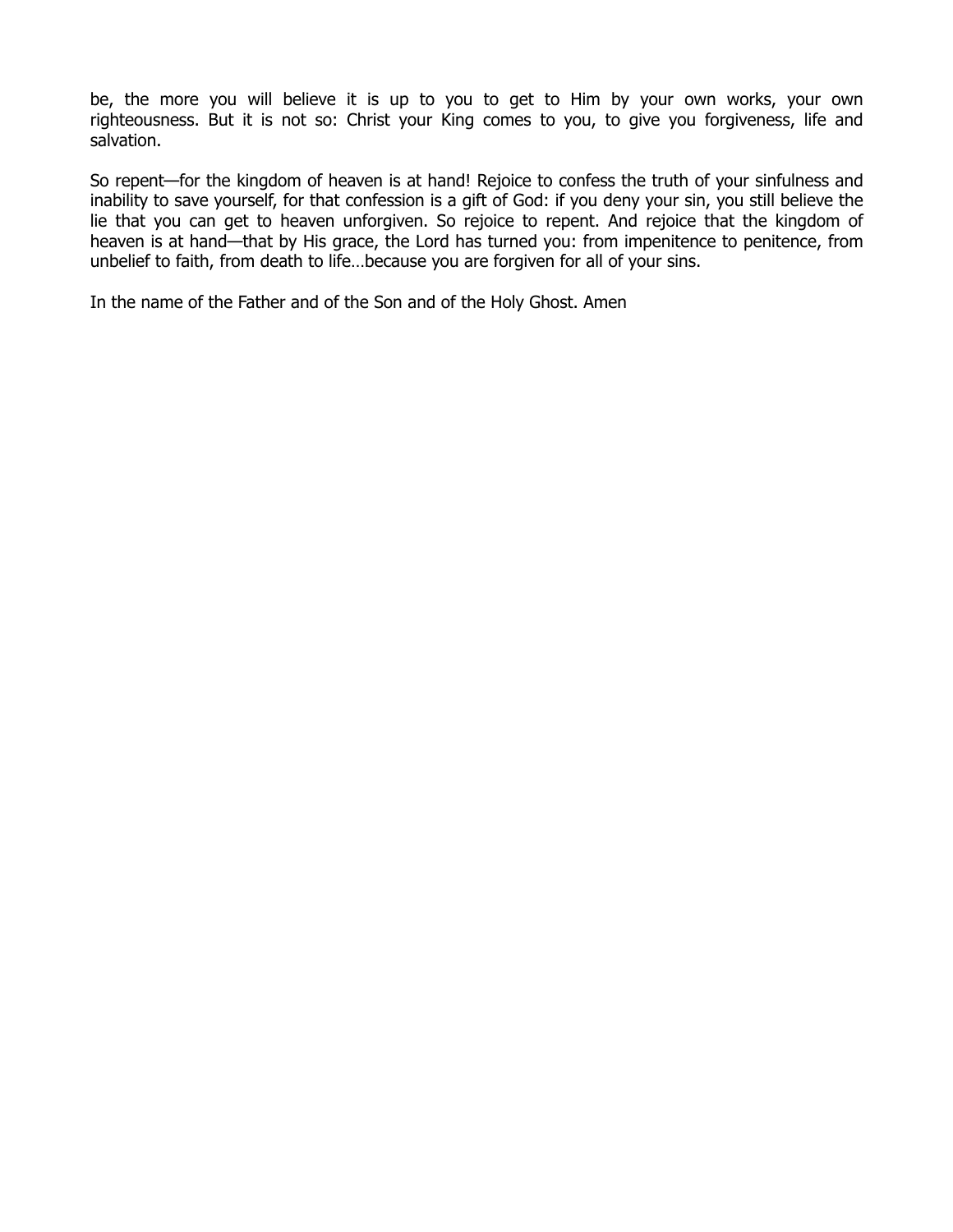be, the more you will believe it is up to you to get to Him by your own works, your own righteousness. But it is not so: Christ your King comes to you, to give you forgiveness, life and salvation.

So repent—for the kingdom of heaven is at hand! Rejoice to confess the truth of your sinfulness and inability to save yourself, for that confession is a gift of God: if you deny your sin, you still believe the lie that you can get to heaven unforgiven. So rejoice to repent. And rejoice that the kingdom of heaven is at hand—that by His grace, the Lord has turned you: from impenitence to penitence, from unbelief to faith, from death to life…because you are forgiven for all of your sins.

In the name of the Father and of the Son and of the Holy Ghost. Amen